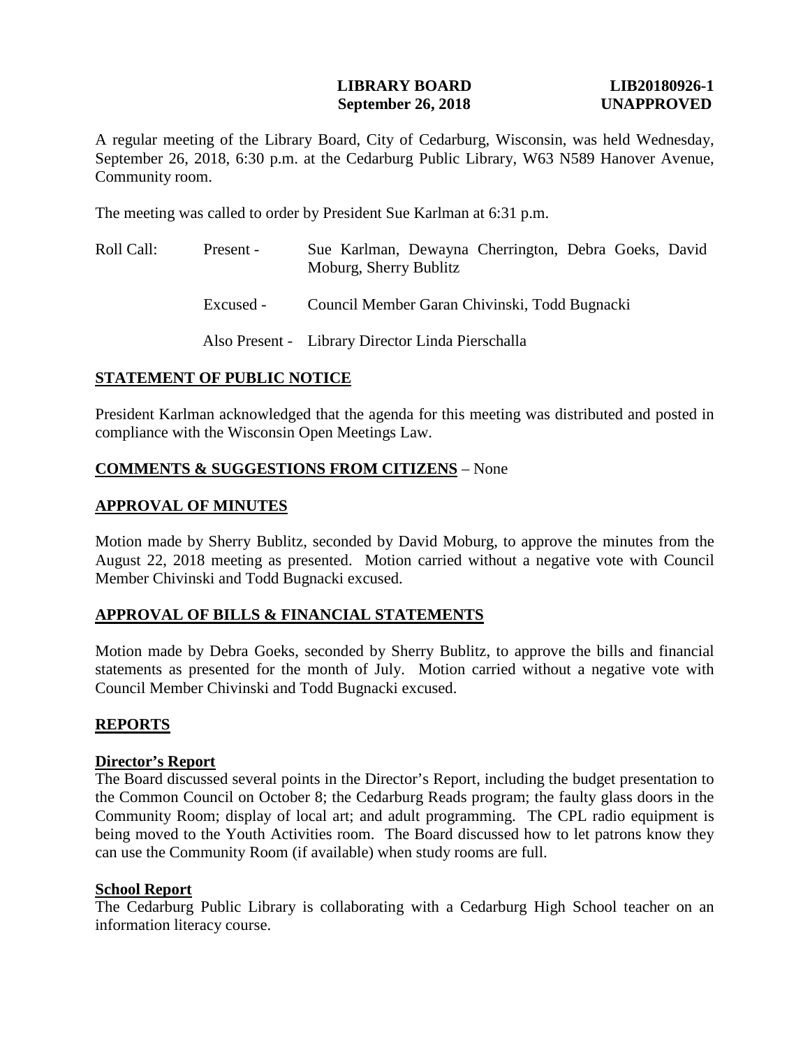**LIBRARY BOARD** **LIB20180926-1**
**September 26, 2018** **UNAPPROVED**

A regular meeting of the Library Board, City of Cedarburg, Wisconsin, was held Wednesday, September 26, 2018, 6:30 p.m. at the Cedarburg Public Library, W63 N589 Hanover Avenue, Community room.

The meeting was called to order by President Sue Karlman at 6:31 p.m.

Roll Call: Present - Sue Karlman, Dewayna Cherrington, Debra Goeks, David Moburg, Sherry Bublitz

Excused - Council Member Garan Chivinski, Todd Bugnacki

Also Present - Library Director Linda Pierschalla

## STATEMENT OF PUBLIC NOTICE

President Karlman acknowledged that the agenda for this meeting was distributed and posted in compliance with the Wisconsin Open Meetings Law.

## COMMENTS & SUGGESTIONS FROM CITIZENS – None

## APPROVAL OF MINUTES

Motion made by Sherry Bublitz, seconded by David Moburg, to approve the minutes from the August 22, 2018 meeting as presented. Motion carried without a negative vote with Council Member Chivinski and Todd Bugnacki excused.

## APPROVAL OF BILLS & FINANCIAL STATEMENTS

Motion made by Debra Goeks, seconded by Sherry Bublitz, to approve the bills and financial statements as presented for the month of July. Motion carried without a negative vote with Council Member Chivinski and Todd Bugnacki excused.

## REPORTS

### Director's Report

The Board discussed several points in the Director's Report, including the budget presentation to the Common Council on October 8; the Cedarburg Reads program; the faulty glass doors in the Community Room; display of local art; and adult programming. The CPL radio equipment is being moved to the Youth Activities room. The Board discussed how to let patrons know they can use the Community Room (if available) when study rooms are full.

### School Report

The Cedarburg Public Library is collaborating with a Cedarburg High School teacher on an information literacy course.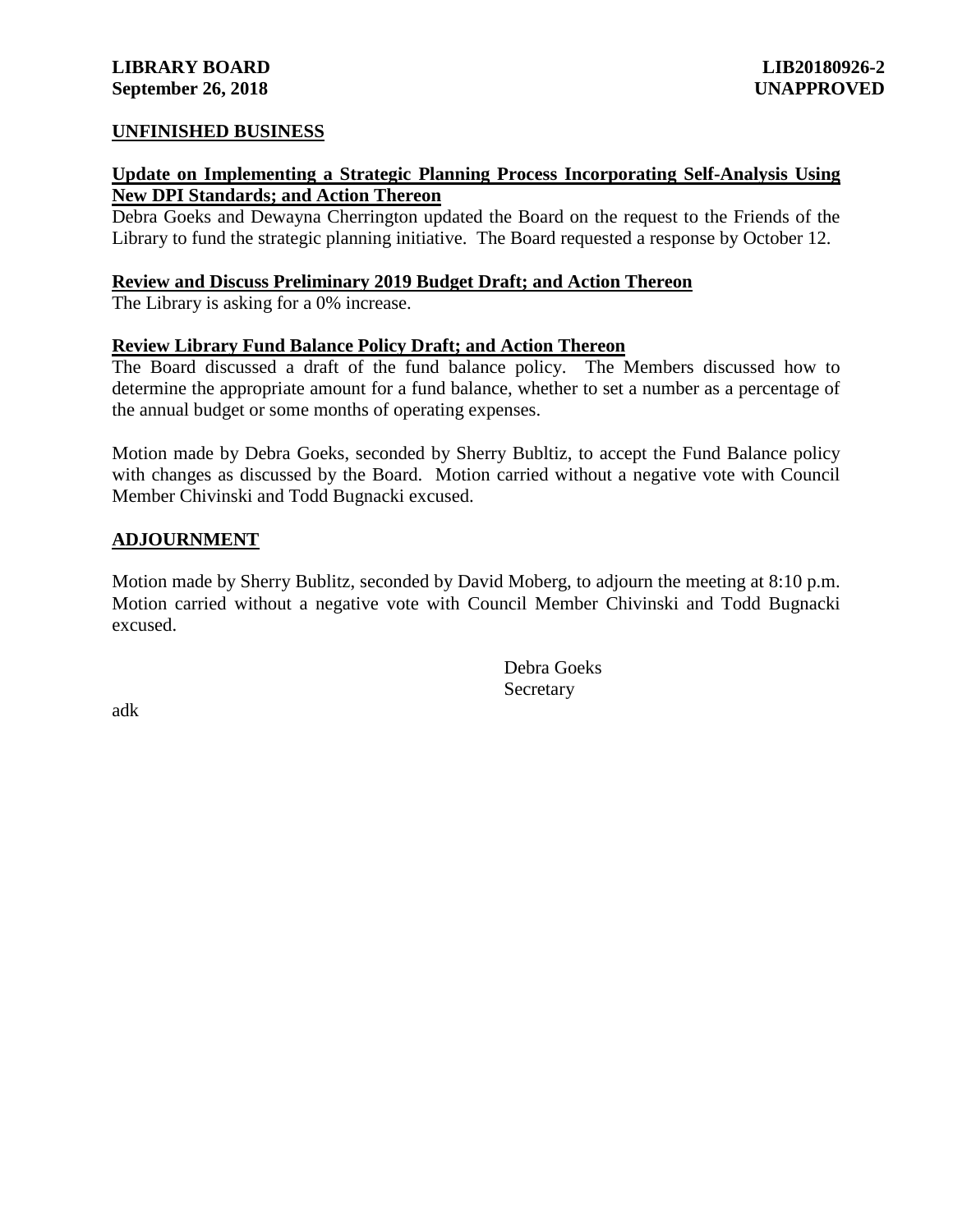## UNFINISHED BUSINESS

**Update on Implementing a Strategic Planning Process Incorporating Self-Analysis Using New DPI Standards; and Action Thereon**

Debra Goeks and Dewayna Cherrington updated the Board on the request to the Friends of the Library to fund the strategic planning initiative. The Board requested a response by October 12.

**Review and Discuss Preliminary 2019 Budget Draft; and Action Thereon**

The Library is asking for a 0% increase.

**Review Library Fund Balance Policy Draft; and Action Thereon**

The Board discussed a draft of the fund balance policy. The Members discussed how to determine the appropriate amount for a fund balance, whether to set a number as a percentage of the annual budget or some months of operating expenses.

Motion made by Debra Goeks, seconded by Sherry Bubltiz, to accept the Fund Balance policy with changes as discussed by the Board. Motion carried without a negative vote with Council Member Chivinski and Todd Bugnacki excused.

## ADJOURNMENT

Motion made by Sherry Bublitz, seconded by David Moberg, to adjourn the meeting at 8:10 p.m. Motion carried without a negative vote with Council Member Chivinski and Todd Bugnacki excused.

Debra Goeks
Secretary

adk